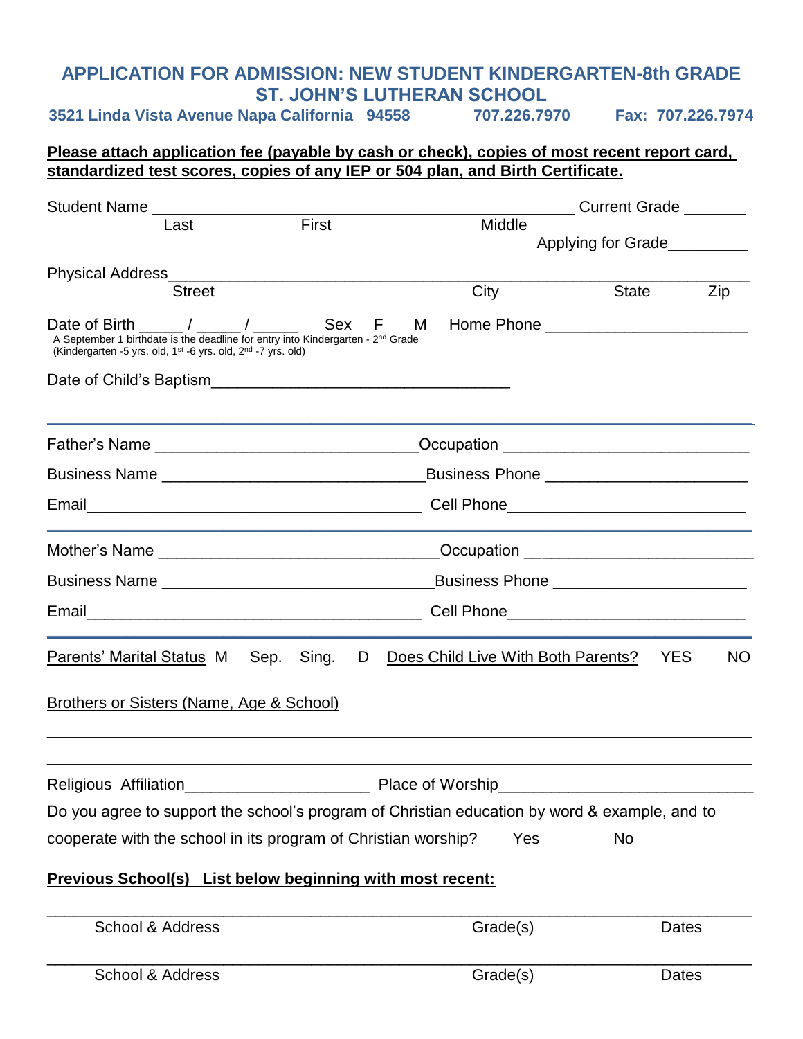# APPLICATION FOR ADMISSION: NEW STUDENT KINDERGARTEN-8th GRADE
## ST. JOHN'S LUTHERAN SCHOOL

**3521 Linda Vista Avenue Napa California 94558 707.226.7970 Fax: 707.226.7974**

**Please attach application fee (payable by cash or check), copies of most recent report card, standardized test scores, copies of any IEP or 504 plan, and Birth Certificate.**

Student Name ________________________________________________ Current Grade _______
Last First Middle

Applying for Grade_________

Physical Address_______________________________________________________________
Street City State Zip

Date of Birth _____ / _____ / _____ Sex F M Home Phone _______________________

A September 1 birthdate is the deadline for entry into Kindergarten - 2nd Grade
(Kindergarten -5 yrs. old, 1st -6 yrs. old, 2nd -7 yrs. old)

Date of Child's Baptism__________________________________

---

Father's Name _____________________________ Occupation ___________________________

Business Name _____________________________ Business Phone ______________________

Email______________________________________ Cell Phone__________________________

---

Mother's Name _____________________________ Occupation ___________________________

Business Name _____________________________ Business Phone ______________________

Email______________________________________ Cell Phone__________________________

---

Parents' Marital Status M Sep. Sing. D Does Child Live With Both Parents? YES NO

Brothers or Sisters (Name, Age & School)

_______________________________________________________________________________

_______________________________________________________________________________

Religious Affiliation____________________ Place of Worship____________________________

Do you agree to support the school's program of Christian education by word & example, and to cooperate with the school in its program of Christian worship? Yes No

**Previous School(s) List below beginning with most recent:**

_______________________________________________________________________________
School & Address Grade(s) Dates

_______________________________________________________________________________
School & Address Grade(s) Dates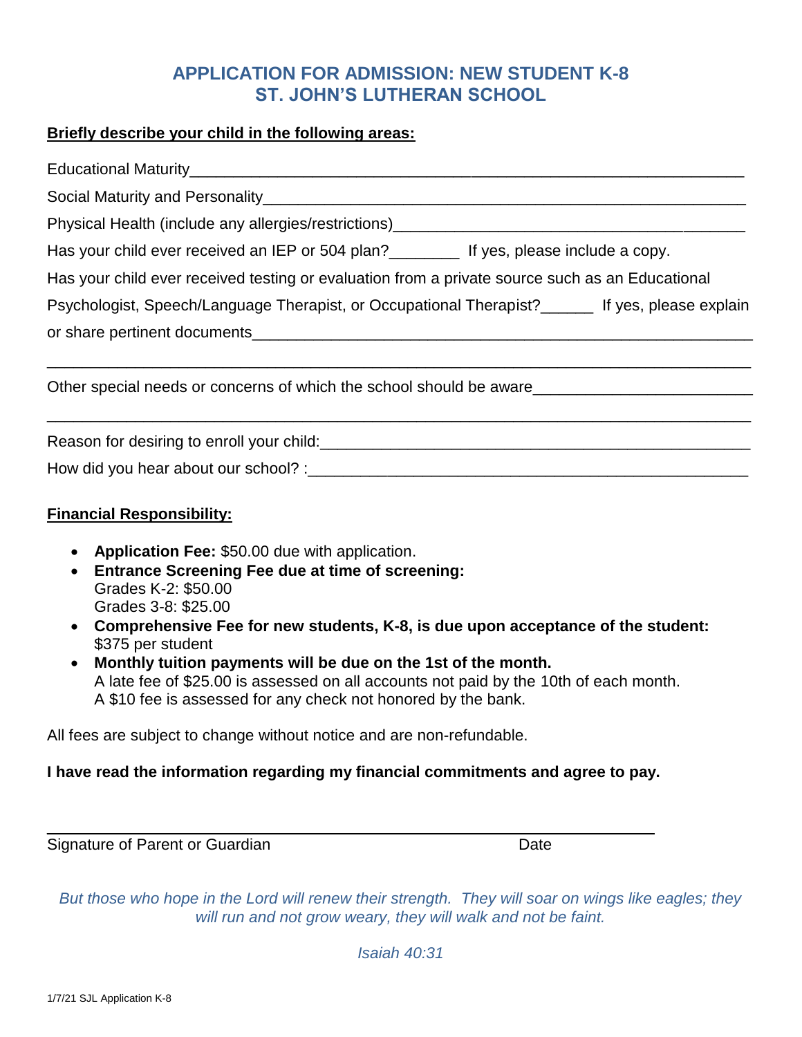## APPLICATION FOR ADMISSION: NEW STUDENT K-8
## ST. JOHN'S LUTHERAN SCHOOL

**Briefly describe your child in the following areas:**

Educational Maturity_______________________________________________________________

Social Maturity and Personality_______________________________________________________

Physical Health (include any allergies/restrictions)____________________________________

Has your child ever received an IEP or 504 plan?________ If yes, please include a copy.

Has your child ever received testing or evaluation from a private source such as an Educational Psychologist, Speech/Language Therapist, or Occupational Therapist?______ If yes, please explain or share pertinent documents_____________________________________________________

___________________________________________________________________________

Other special needs or concerns of which the school should be aware______________________

___________________________________________________________________________

Reason for desiring to enroll your child:_______________________________________________

How did you hear about our school? :_________________________________________________

**Financial Responsibility:**

- **Application Fee:** $50.00 due with application.
- **Entrance Screening Fee due at time of screening:**
  Grades K-2: $50.00
  Grades 3-8: $25.00
- **Comprehensive Fee for new students, K-8, is due upon acceptance of the student:**
  $375 per student
- **Monthly tuition payments will be due on the 1st of the month.**
  A late fee of $25.00 is assessed on all accounts not paid by the 10th of each month.
  A $10 fee is assessed for any check not honored by the bank.

All fees are subject to change without notice and are non-refundable.

**I have read the information regarding my financial commitments and agree to pay.**

___________________________________________________________________________

Signature of Parent or Guardian Date

*But those who hope in the Lord will renew their strength. They will soar on wings like eagles; they will run and not grow weary, they will walk and not be faint.*

*Isaiah 40:31*

1/7/21 SJL Application K-8